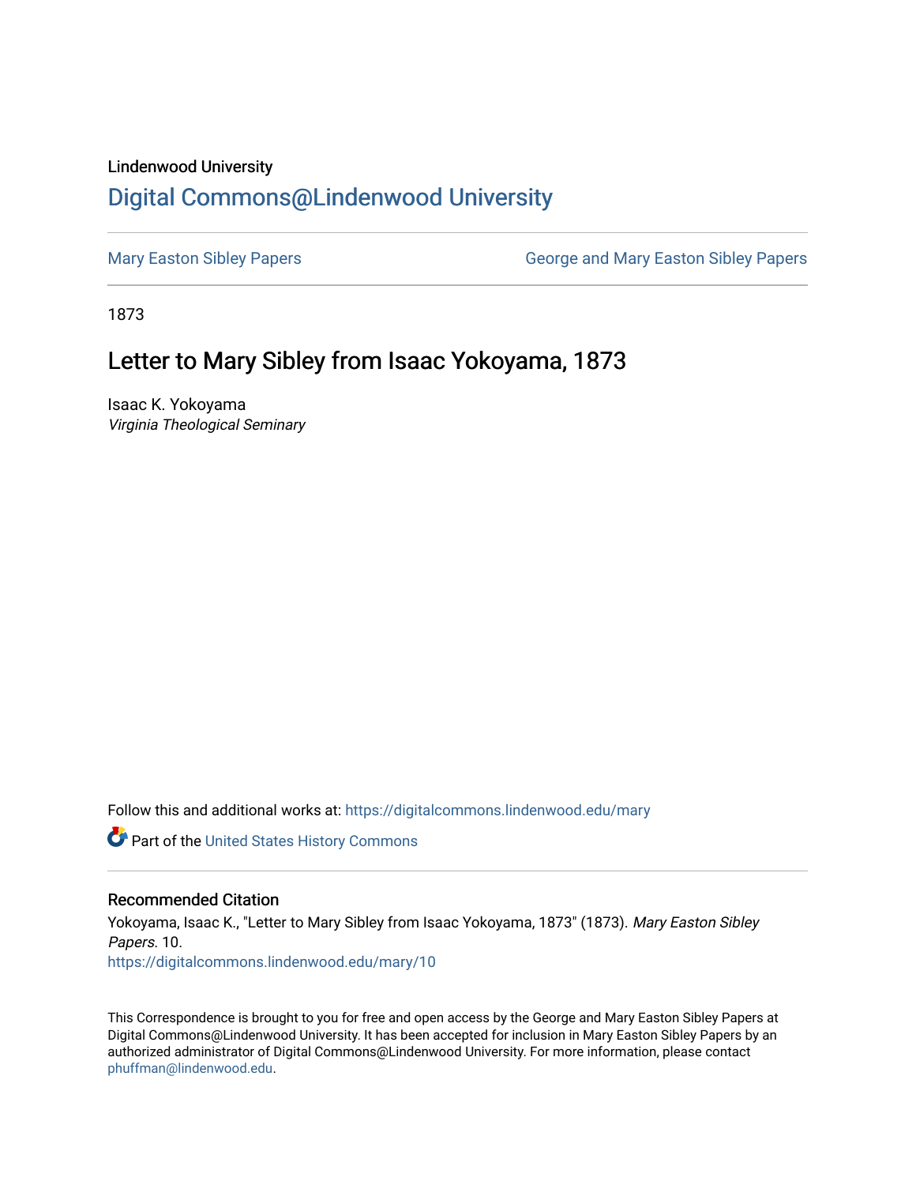Lindenwood University

# Digital Commons@Lindenwood University

Mary Easton Sibley Papers | George and Mary Easton Sibley Papers

1873

## Letter to Mary Sibley from Isaac Yokoyama, 1873

Isaac K. Yokoyama
*Virginia Theological Seminary*

Follow this and additional works at: https://digitalcommons.lindenwood.edu/mary

Part of the United States History Commons

### Recommended Citation

Yokoyama, Isaac K., "Letter to Mary Sibley from Isaac Yokoyama, 1873" (1873). *Mary Easton Sibley Papers*. 10.
https://digitalcommons.lindenwood.edu/mary/10

This Correspondence is brought to you for free and open access by the George and Mary Easton Sibley Papers at Digital Commons@Lindenwood University. It has been accepted for inclusion in Mary Easton Sibley Papers by an authorized administrator of Digital Commons@Lindenwood University. For more information, please contact phuffman@lindenwood.edu.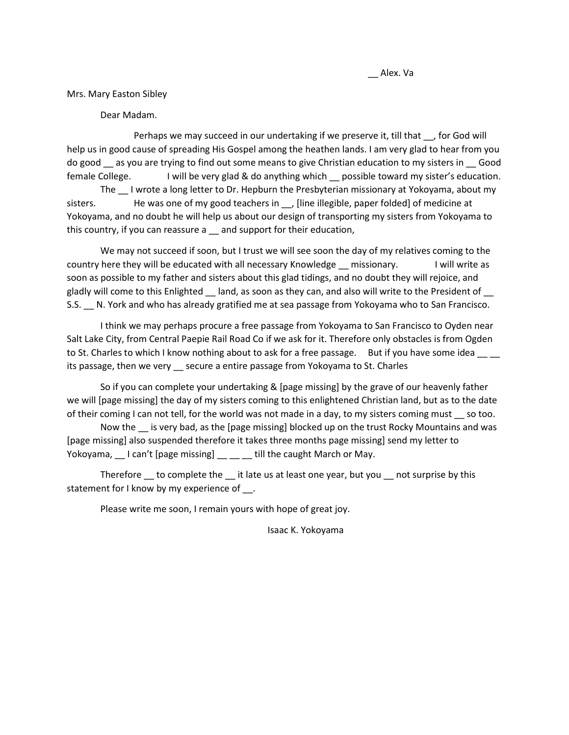__ Alex. Va

Mrs. Mary Easton Sibley

Dear Madam.

Perhaps we may succeed in our undertaking if we preserve it, till that __, for God will help us in good cause of spreading His Gospel among the heathen lands. I am very glad to hear from you do good __ as you are trying to find out some means to give Christian education to my sisters in __ Good female College. I will be very glad & do anything which __ possible toward my sister's education.

The __ I wrote a long letter to Dr. Hepburn the Presbyterian missionary at Yokoyama, about my sisters. He was one of my good teachers in __, [line illegible, paper folded] of medicine at Yokoyama, and no doubt he will help us about our design of transporting my sisters from Yokoyama to this country, if you can reassure a __ and support for their education,

We may not succeed if soon, but I trust we will see soon the day of my relatives coming to the country here they will be educated with all necessary Knowledge __ missionary. I will write as soon as possible to my father and sisters about this glad tidings, and no doubt they will rejoice, and gladly will come to this Enlighted __ land, as soon as they can, and also will write to the President of __ S.S. __ N. York and who has already gratified me at sea passage from Yokoyama who to San Francisco.

I think we may perhaps procure a free passage from Yokoyama to San Francisco to Oyden near Salt Lake City, from Central Paepie Rail Road Co if we ask for it. Therefore only obstacles is from Ogden to St. Charles to which I know nothing about to ask for a free passage. But if you have some idea __ __ its passage, then we very __ secure a entire passage from Yokoyama to St. Charles

So if you can complete your undertaking & [page missing] by the grave of our heavenly father we will [page missing] the day of my sisters coming to this enlightened Christian land, but as to the date of their coming I can not tell, for the world was not made in a day, to my sisters coming must __ so too.

Now the __ is very bad, as the [page missing] blocked up on the trust Rocky Mountains and was [page missing] also suspended therefore it takes three months page missing] send my letter to Yokoyama, __ I can't [page missing] __ __ __ till the caught March or May.

Therefore __ to complete the __ it late us at least one year, but you __ not surprise by this statement for I know by my experience of __.

Please write me soon, I remain yours with hope of great joy.

Isaac K. Yokoyama